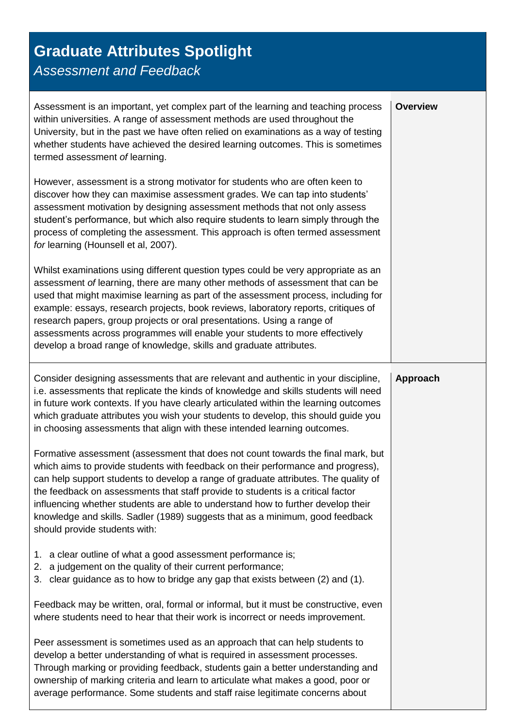# Graduate Attributes Spotlight

*Assessment and Feedback*

## Overview

Assessment is an important, yet complex part of the learning and teaching process within universities. A range of assessment methods are used throughout the University, but in the past we have often relied on examinations as a way of testing whether students have achieved the desired learning outcomes. This is sometimes termed assessment *of* learning.

However, assessment is a strong motivator for students who are often keen to discover how they can maximise assessment grades. We can tap into students' assessment motivation by designing assessment methods that not only assess student's performance, but which also require students to learn simply through the process of completing the assessment. This approach is often termed assessment *for* learning (Hounsell et al, 2007).

Whilst examinations using different question types could be very appropriate as an assessment *of* learning, there are many other methods of assessment that can be used that might maximise learning as part of the assessment process, including for example: essays, research projects, book reviews, laboratory reports, critiques of research papers, group projects or oral presentations. Using a range of assessments across programmes will enable your students to more effectively develop a broad range of knowledge, skills and graduate attributes.

## Approach

Consider designing assessments that are relevant and authentic in your discipline, i.e. assessments that replicate the kinds of knowledge and skills students will need in future work contexts. If you have clearly articulated within the learning outcomes which graduate attributes you wish your students to develop, this should guide you in choosing assessments that align with these intended learning outcomes.

Formative assessment (assessment that does not count towards the final mark, but which aims to provide students with feedback on their performance and progress), can help support students to develop a range of graduate attributes. The quality of the feedback on assessments that staff provide to students is a critical factor influencing whether students are able to understand how to further develop their knowledge and skills. Sadler (1989) suggests that as a minimum, good feedback should provide students with:

1. a clear outline of what a good assessment performance is;
2. a judgement on the quality of their current performance;
3. clear guidance as to how to bridge any gap that exists between (2) and (1).

Feedback may be written, oral, formal or informal, but it must be constructive, even where students need to hear that their work is incorrect or needs improvement.

Peer assessment is sometimes used as an approach that can help students to develop a better understanding of what is required in assessment processes. Through marking or providing feedback, students gain a better understanding and ownership of marking criteria and learn to articulate what makes a good, poor or average performance. Some students and staff raise legitimate concerns about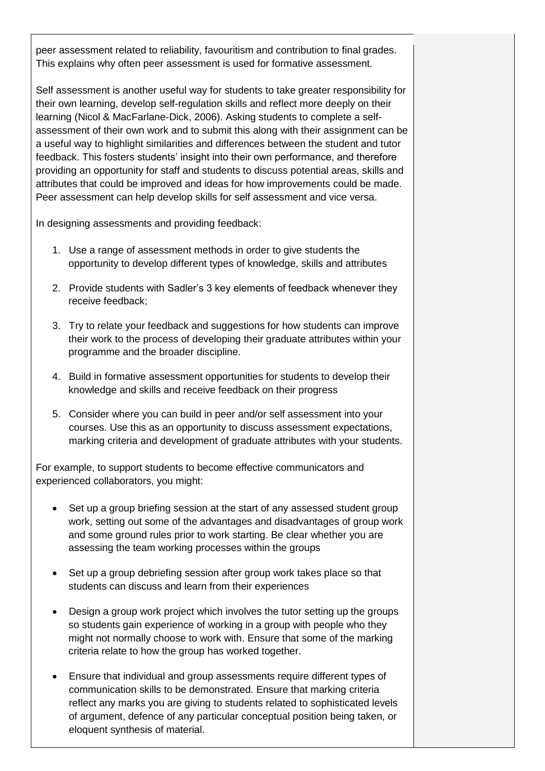peer assessment related to reliability, favouritism and contribution to final grades. This explains why often peer assessment is used for formative assessment.

Self assessment is another useful way for students to take greater responsibility for their own learning, develop self-regulation skills and reflect more deeply on their learning (Nicol & MacFarlane-Dick, 2006). Asking students to complete a self-assessment of their own work and to submit this along with their assignment can be a useful way to highlight similarities and differences between the student and tutor feedback. This fosters students' insight into their own performance, and therefore providing an opportunity for staff and students to discuss potential areas, skills and attributes that could be improved and ideas for how improvements could be made. Peer assessment can help develop skills for self assessment and vice versa.

In designing assessments and providing feedback:

1. Use a range of assessment methods in order to give students the opportunity to develop different types of knowledge, skills and attributes
2. Provide students with Sadler's 3 key elements of feedback whenever they receive feedback;
3. Try to relate your feedback and suggestions for how students can improve their work to the process of developing their graduate attributes within your programme and the broader discipline.
4. Build in formative assessment opportunities for students to develop their knowledge and skills and receive feedback on their progress
5. Consider where you can build in peer and/or self assessment into your courses. Use this as an opportunity to discuss assessment expectations, marking criteria and development of graduate attributes with your students.

For example, to support students to become effective communicators and experienced collaborators, you might:

- Set up a group briefing session at the start of any assessed student group work, setting out some of the advantages and disadvantages of group work and some ground rules prior to work starting. Be clear whether you are assessing the team working processes within the groups
- Set up a group debriefing session after group work takes place so that students can discuss and learn from their experiences
- Design a group work project which involves the tutor setting up the groups so students gain experience of working in a group with people who they might not normally choose to work with. Ensure that some of the marking criteria relate to how the group has worked together.
- Ensure that individual and group assessments require different types of communication skills to be demonstrated. Ensure that marking criteria reflect any marks you are giving to students related to sophisticated levels of argument, defence of any particular conceptual position being taken, or eloquent synthesis of material.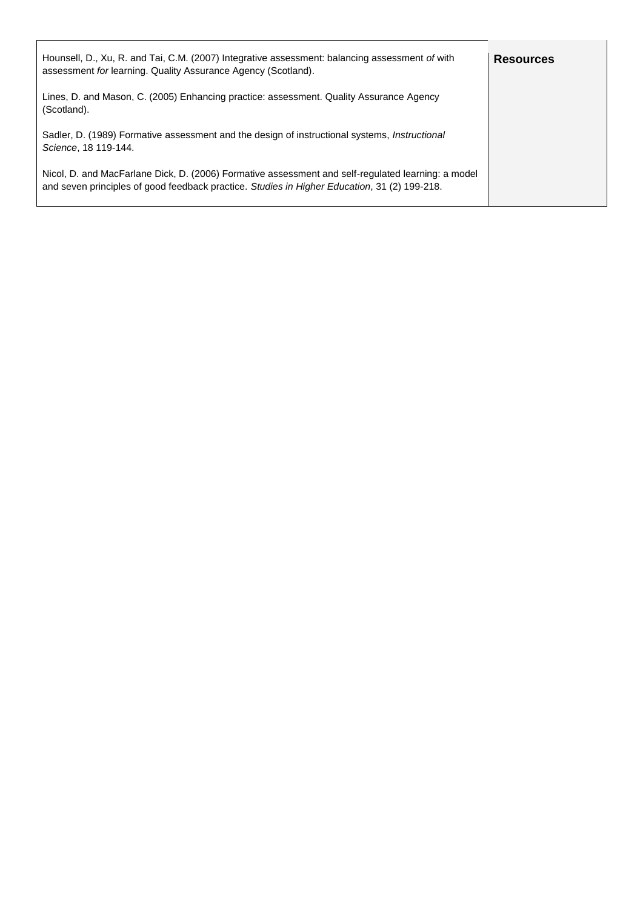## Resources

Hounsell, D., Xu, R. and Tai, C.M. (2007) Integrative assessment: balancing assessment *of* with assessment *for* learning. Quality Assurance Agency (Scotland).

Lines, D. and Mason, C. (2005) Enhancing practice: assessment. Quality Assurance Agency (Scotland).

Sadler, D. (1989) Formative assessment and the design of instructional systems, *Instructional Science*, 18 119-144.

Nicol, D. and MacFarlane Dick, D. (2006) Formative assessment and self-regulated learning: a model and seven principles of good feedback practice. *Studies in Higher Education*, 31 (2) 199-218.